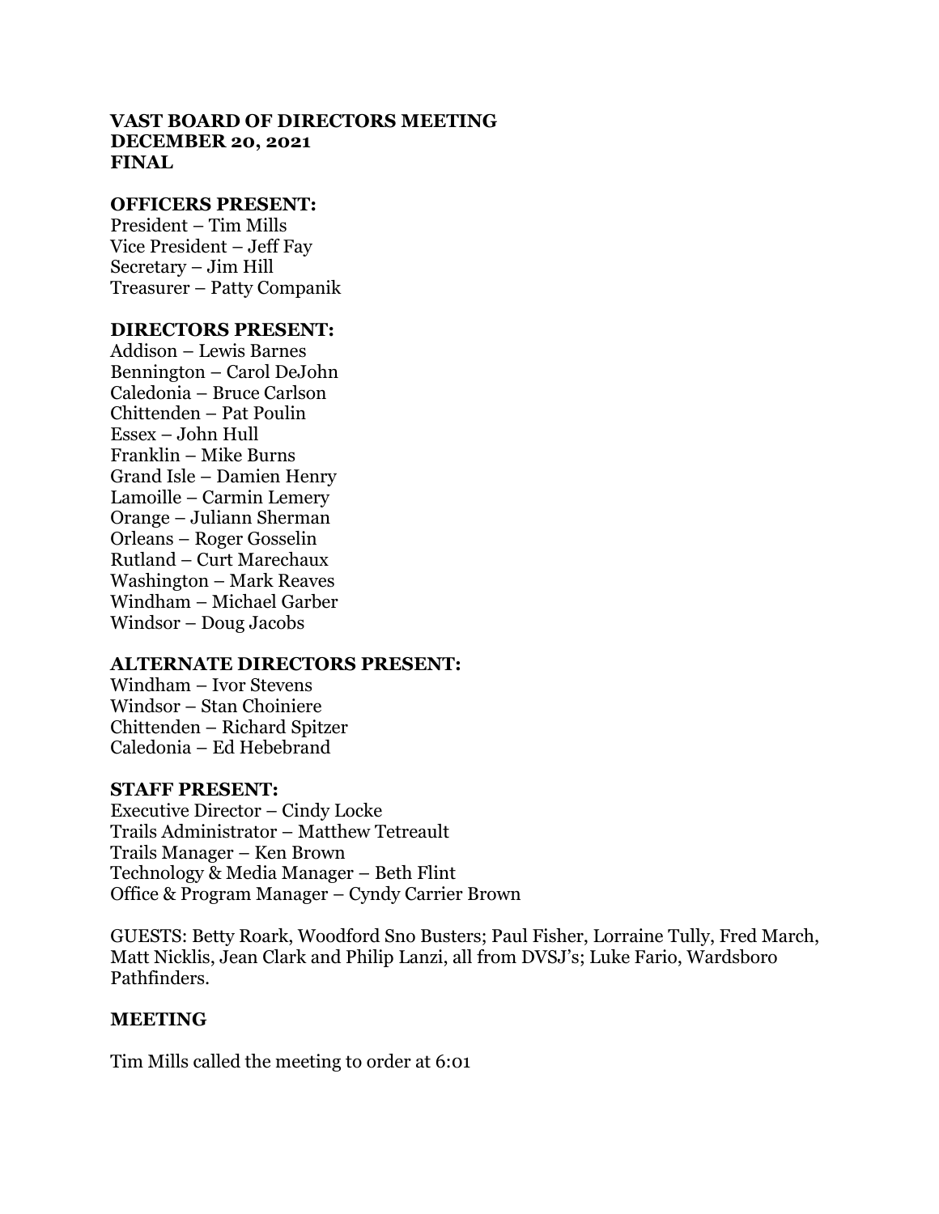**VAST BOARD OF DIRECTORS MEETING**
**DECEMBER 20, 2021**
**FINAL**

**OFFICERS PRESENT:**
President – Tim Mills
Vice President – Jeff Fay
Secretary – Jim Hill
Treasurer – Patty Companik

**DIRECTORS PRESENT:**
Addison – Lewis Barnes
Bennington – Carol DeJohn
Caledonia – Bruce Carlson
Chittenden – Pat Poulin
Essex – John Hull
Franklin – Mike Burns
Grand Isle – Damien Henry
Lamoille – Carmin Lemery
Orange – Juliann Sherman
Orleans – Roger Gosselin
Rutland – Curt Marechaux
Washington – Mark Reaves
Windham – Michael Garber
Windsor – Doug Jacobs

**ALTERNATE DIRECTORS PRESENT:**
Windham – Ivor Stevens
Windsor – Stan Choiniere
Chittenden – Richard Spitzer
Caledonia – Ed Hebebrand

**STAFF PRESENT:**
Executive Director – Cindy Locke
Trails Administrator – Matthew Tetreault
Trails Manager – Ken Brown
Technology & Media Manager – Beth Flint
Office & Program Manager – Cyndy Carrier Brown

GUESTS: Betty Roark, Woodford Sno Busters; Paul Fisher, Lorraine Tully, Fred March, Matt Nicklis, Jean Clark and Philip Lanzi, all from DVSJ's; Luke Fario, Wardsboro Pathfinders.

**MEETING**

Tim Mills called the meeting to order at 6:01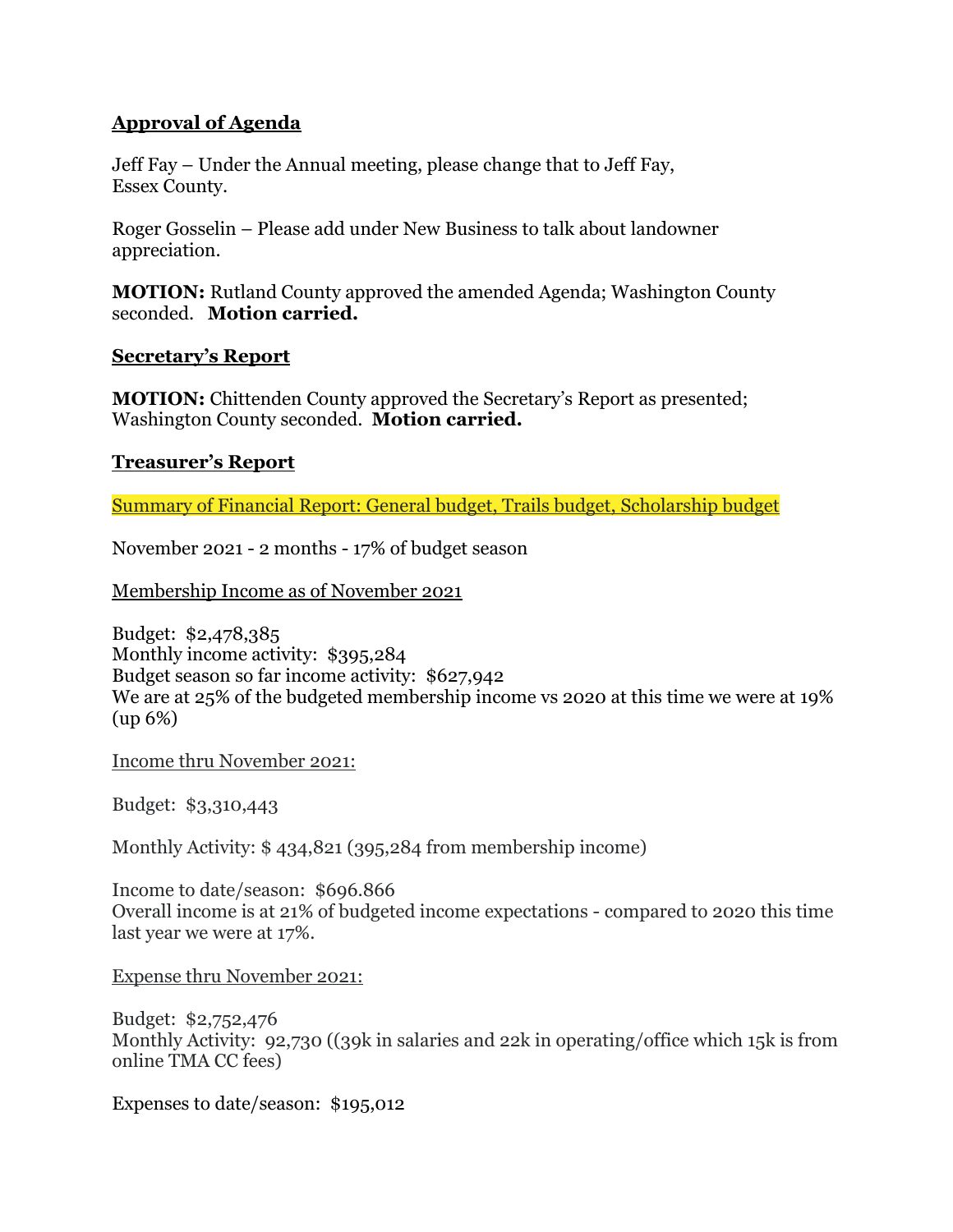## **Approval of Agenda**

Jeff Fay – Under the Annual meeting, please change that to Jeff Fay, Essex County.

Roger Gosselin – Please add under New Business to talk about landowner appreciation.

**MOTION:** Rutland County approved the amended Agenda; Washington County seconded. **Motion carried.**

## **Secretary's Report**

**MOTION:** Chittenden County approved the Secretary's Report as presented; Washington County seconded. **Motion carried.**

## **Treasurer's Report**

Summary of Financial Report: General budget, Trails budget, Scholarship budget

November 2021 - 2 months - 17% of budget season

Membership Income as of November 2021

Budget: $2,478,385
Monthly income activity: $395,284
Budget season so far income activity: $627,942
We are at 25% of the budgeted membership income vs 2020 at this time we were at 19% (up 6%)

Income thru November 2021:

Budget: $3,310,443

Monthly Activity: $ 434,821 (395,284 from membership income)

Income to date/season: $696.866
Overall income is at 21% of budgeted income expectations - compared to 2020 this time last year we were at 17%.

Expense thru November 2021:

Budget: $2,752,476
Monthly Activity: 92,730 ((39k in salaries and 22k in operating/office which 15k is from online TMA CC fees)

Expenses to date/season: $195,012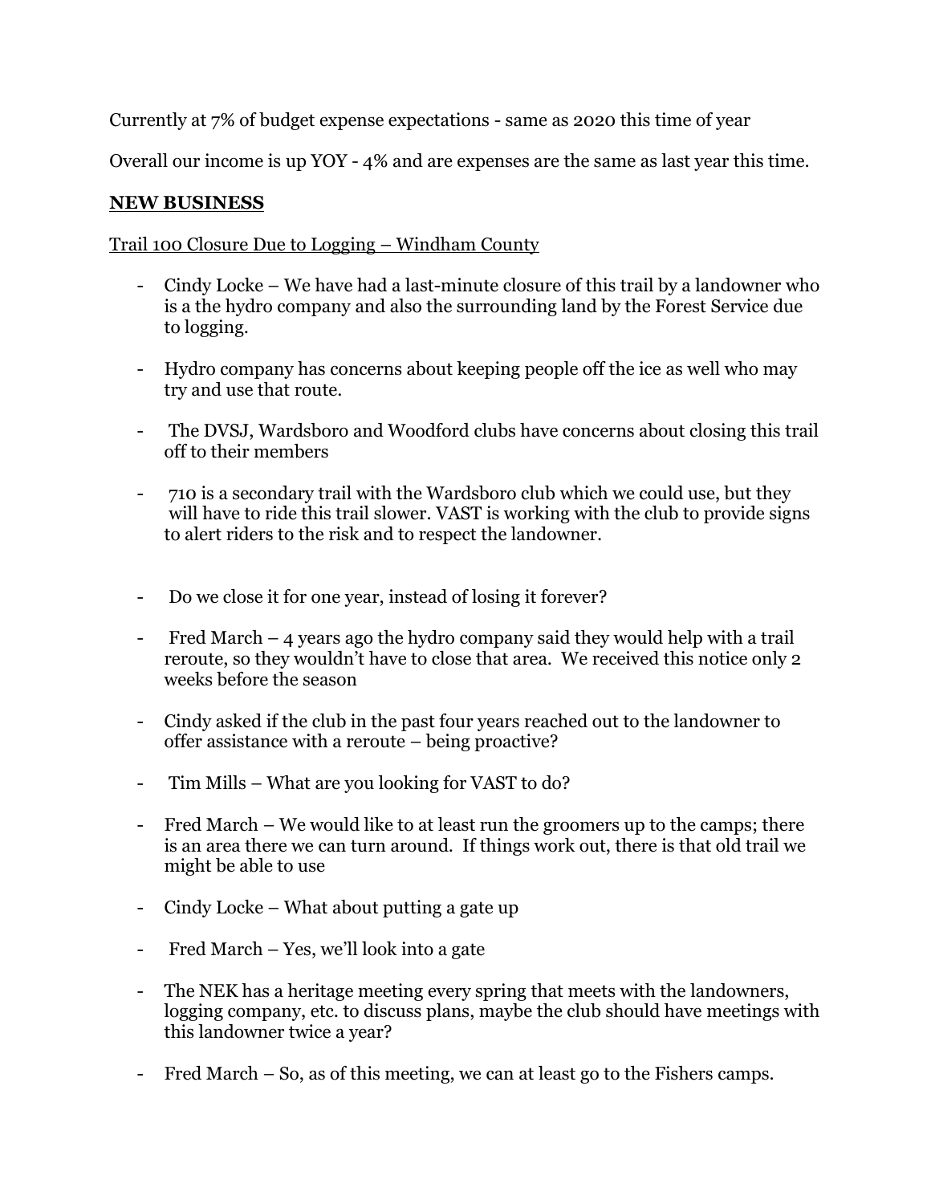Currently at 7% of budget expense expectations - same as 2020 this time of year

Overall our income is up YOY - 4% and are expenses are the same as last year this time.

## NEW BUSINESS

Trail 100 Closure Due to Logging – Windham County

- Cindy Locke – We have had a last-minute closure of this trail by a landowner who is a the hydro company and also the surrounding land by the Forest Service due to logging.
- Hydro company has concerns about keeping people off the ice as well who may try and use that route.
- The DVSJ, Wardsboro and Woodford clubs have concerns about closing this trail off to their members
- 710 is a secondary trail with the Wardsboro club which we could use, but they will have to ride this trail slower. VAST is working with the club to provide signs to alert riders to the risk and to respect the landowner.
- Do we close it for one year, instead of losing it forever?
- Fred March – 4 years ago the hydro company said they would help with a trail reroute, so they wouldn't have to close that area. We received this notice only 2 weeks before the season
- Cindy asked if the club in the past four years reached out to the landowner to offer assistance with a reroute – being proactive?
- Tim Mills – What are you looking for VAST to do?
- Fred March – We would like to at least run the groomers up to the camps; there is an area there we can turn around. If things work out, there is that old trail we might be able to use
- Cindy Locke – What about putting a gate up
- Fred March – Yes, we'll look into a gate
- The NEK has a heritage meeting every spring that meets with the landowners, logging company, etc. to discuss plans, maybe the club should have meetings with this landowner twice a year?
- Fred March – So, as of this meeting, we can at least go to the Fishers camps.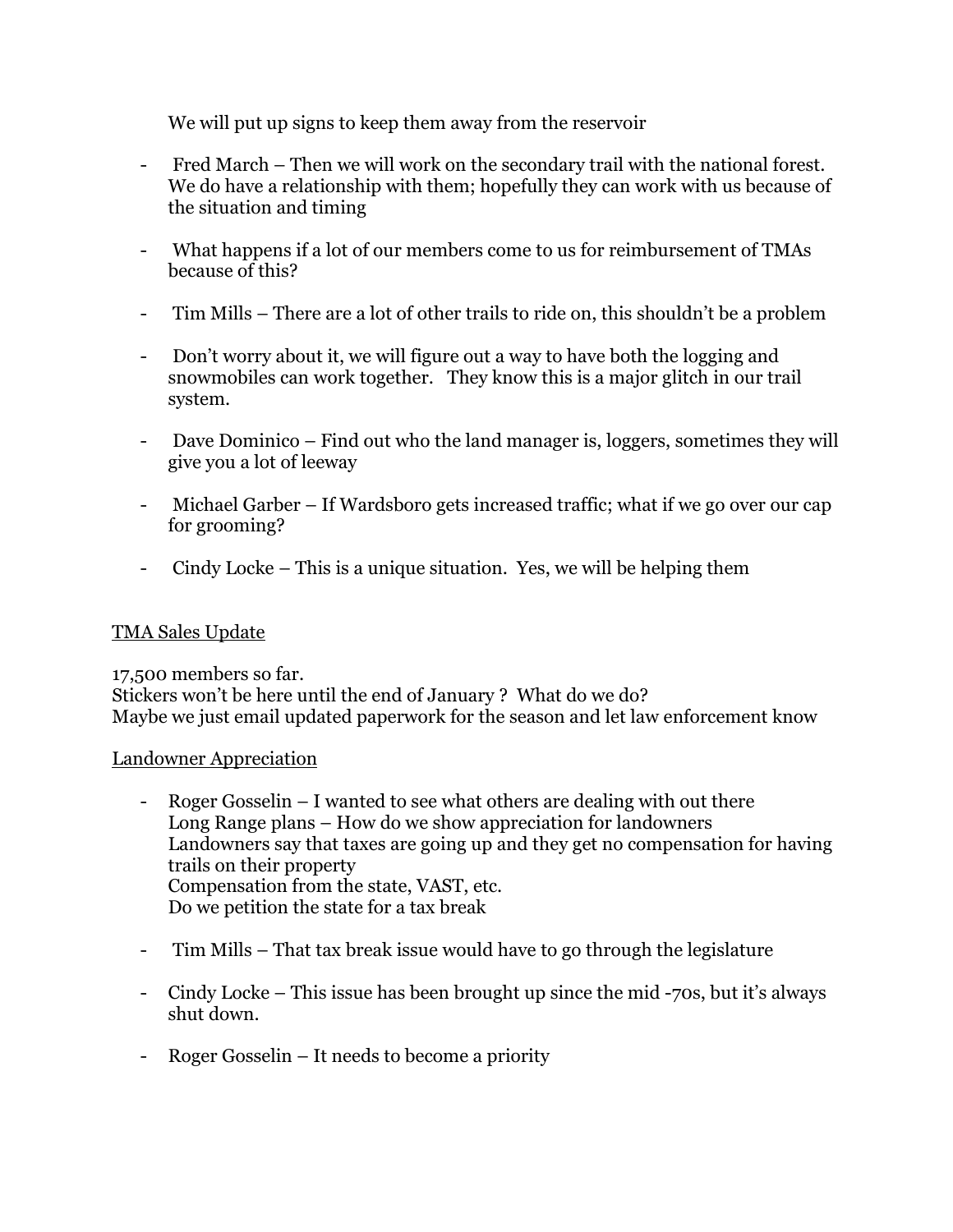We will put up signs to keep them away from the reservoir

- Fred March – Then we will work on the secondary trail with the national forest. We do have a relationship with them; hopefully they can work with us because of the situation and timing

- What happens if a lot of our members come to us for reimbursement of TMAs because of this?

- Tim Mills – There are a lot of other trails to ride on, this shouldn't be a problem

- Don't worry about it, we will figure out a way to have both the logging and snowmobiles can work together. They know this is a major glitch in our trail system.

- Dave Dominico – Find out who the land manager is, loggers, sometimes they will give you a lot of leeway

- Michael Garber – If Wardsboro gets increased traffic; what if we go over our cap for grooming?

- Cindy Locke – This is a unique situation. Yes, we will be helping them

<u>TMA Sales Update</u>

17,500 members so far.
Stickers won't be here until the end of January ? What do we do?
Maybe we just email updated paperwork for the season and let law enforcement know

<u>Landowner Appreciation</u>

- Roger Gosselin – I wanted to see what others are dealing with out there
  Long Range plans – How do we show appreciation for landowners
  Landowners say that taxes are going up and they get no compensation for having trails on their property
  Compensation from the state, VAST, etc.
  Do we petition the state for a tax break

- Tim Mills – That tax break issue would have to go through the legislature

- Cindy Locke – This issue has been brought up since the mid -70s, but it's always shut down.

- Roger Gosselin – It needs to become a priority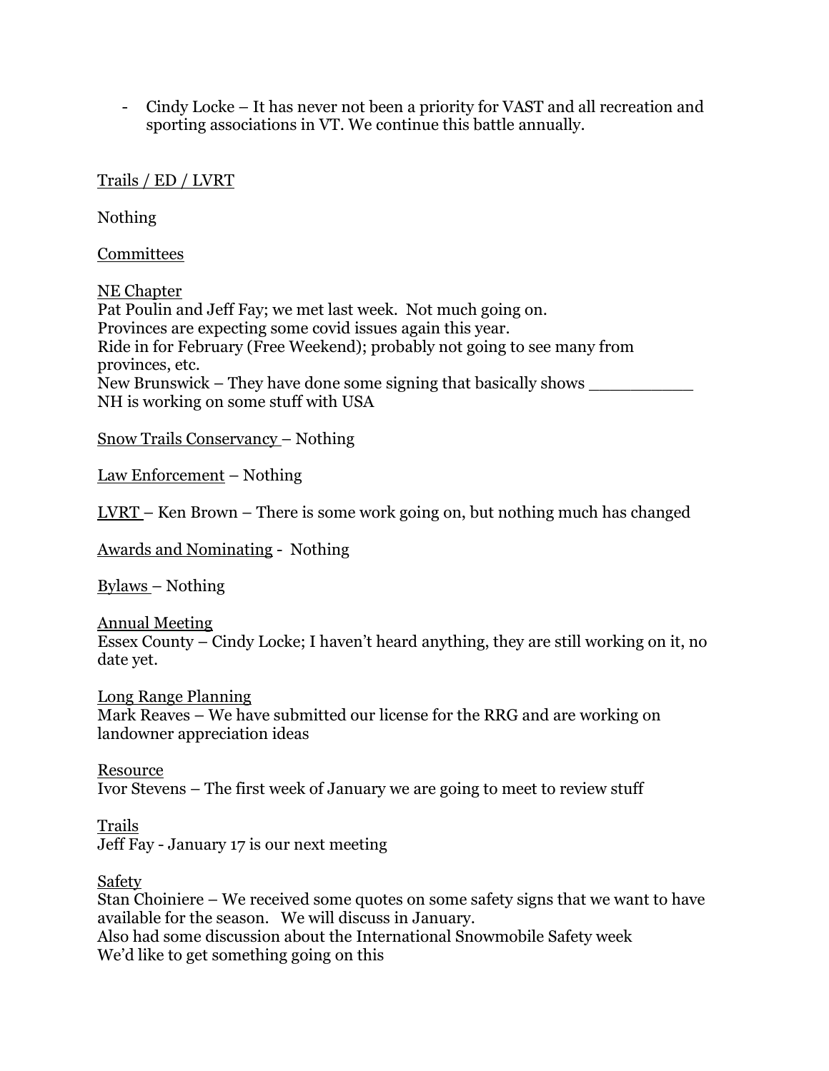- Cindy Locke – It has never not been a priority for VAST and all recreation and sporting associations in VT. We continue this battle annually.

<u>Trails / ED / LVRT</u>

Nothing

<u>Committees</u>

<u>NE Chapter</u>
Pat Poulin and Jeff Fay; we met last week. Not much going on.
Provinces are expecting some covid issues again this year.
Ride in for February (Free Weekend); probably not going to see many from provinces, etc.
New Brunswick – They have done some signing that basically shows __________
NH is working on some stuff with USA

<u>Snow Trails Conservancy</u> – Nothing

<u>Law Enforcement</u> – Nothing

<u>LVRT</u> – Ken Brown – There is some work going on, but nothing much has changed

<u>Awards and Nominating</u> - Nothing

<u>Bylaws</u> – Nothing

<u>Annual Meeting</u>
Essex County – Cindy Locke; I haven't heard anything, they are still working on it, no date yet.

<u>Long Range Planning</u>
Mark Reaves – We have submitted our license for the RRG and are working on landowner appreciation ideas

<u>Resource</u>
Ivor Stevens – The first week of January we are going to meet to review stuff

<u>Trails</u>
Jeff Fay - January 17 is our next meeting

<u>Safety</u>
Stan Choiniere – We received some quotes on some safety signs that we want to have available for the season. We will discuss in January.
Also had some discussion about the International Snowmobile Safety week
We'd like to get something going on this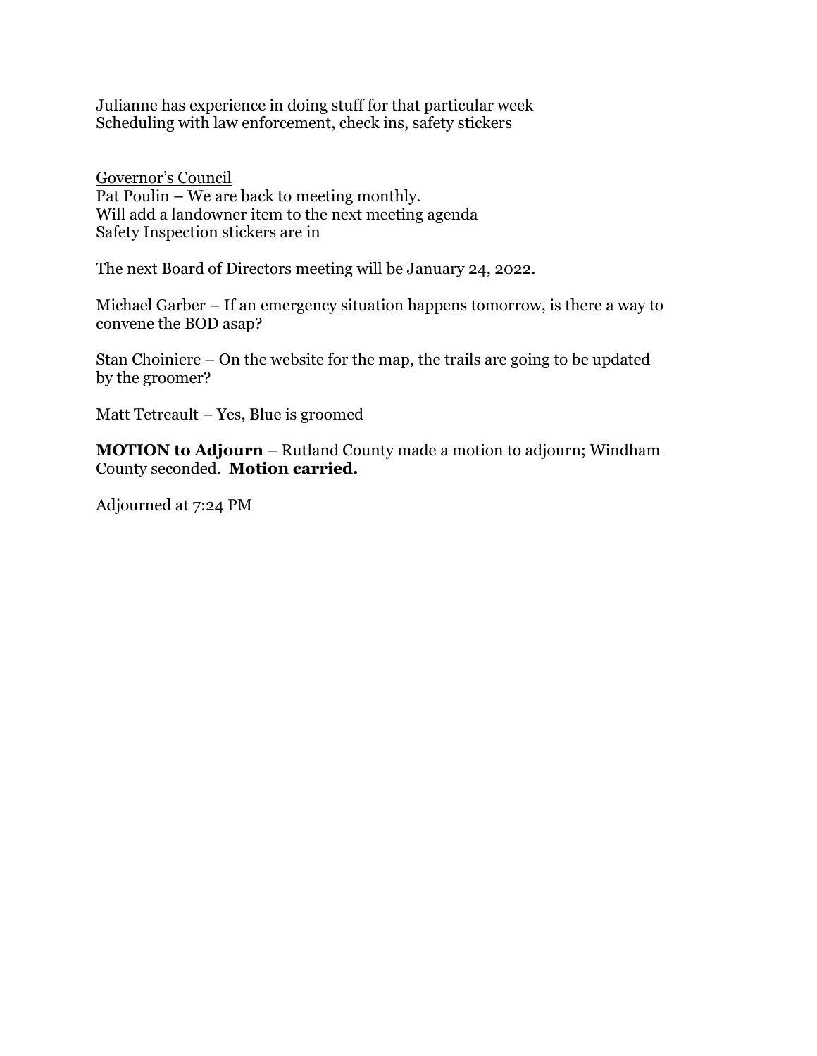Julianne has experience in doing stuff for that particular week
Scheduling with law enforcement, check ins, safety stickers

<u>Governor's Council</u>
Pat Poulin – We are back to meeting monthly.
Will add a landowner item to the next meeting agenda
Safety Inspection stickers are in

The next Board of Directors meeting will be January 24, 2022.

Michael Garber – If an emergency situation happens tomorrow, is there a way to convene the BOD asap?

Stan Choiniere – On the website for the map, the trails are going to be updated by the groomer?

Matt Tetreault – Yes, Blue is groomed

**MOTION to Adjourn** – Rutland County made a motion to adjourn; Windham County seconded. **Motion carried.**

Adjourned at 7:24 PM